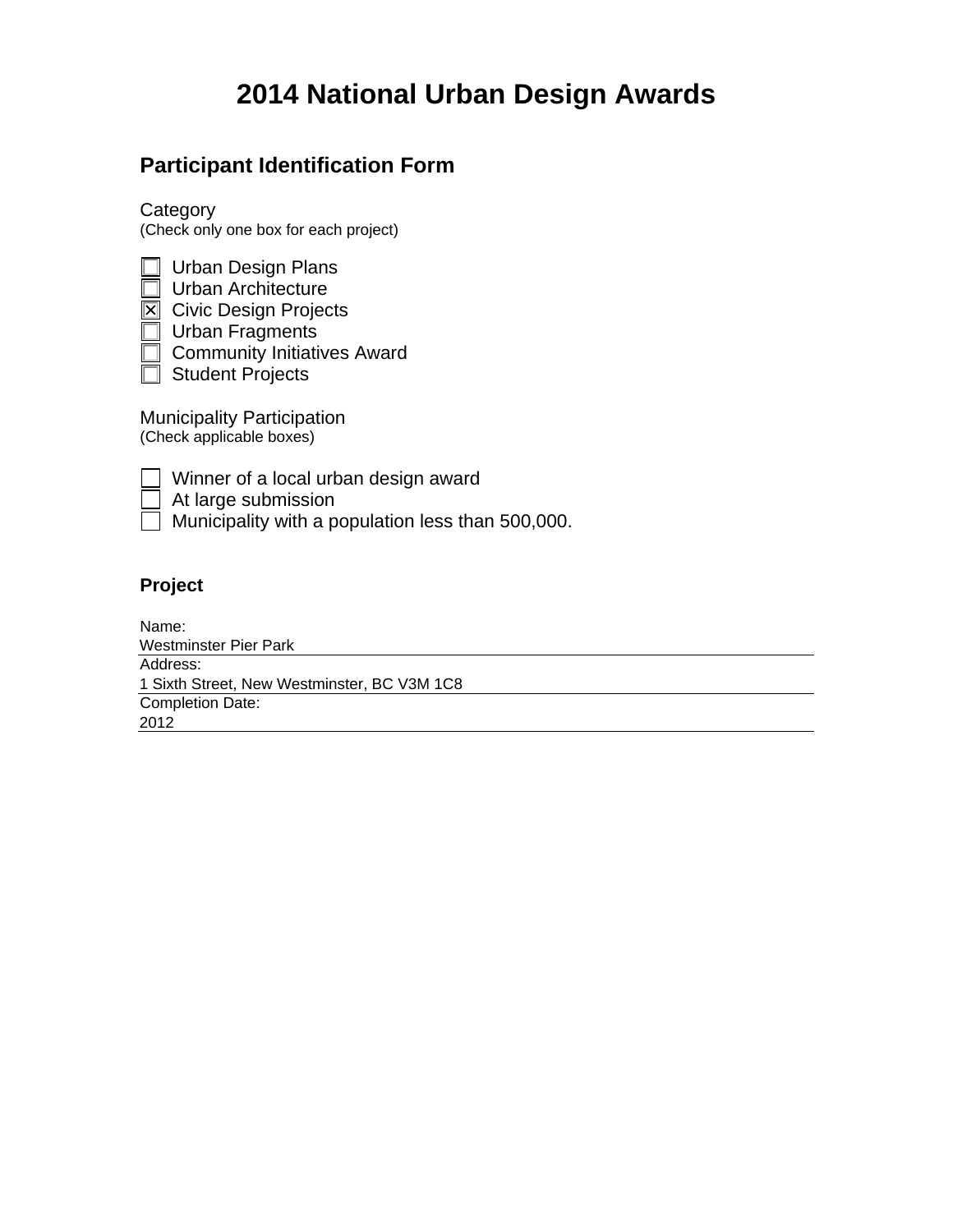# 2014 National Urban Design Awards

## Participant Identification Form

Category
(Check only one box for each project)

- [ ] Urban Design Plans
- [ ] Urban Architecture
- [x] Civic Design Projects
- [ ] Urban Fragments
- [ ] Community Initiatives Award
- [ ] Student Projects

Municipality Participation
(Check applicable boxes)

- [ ] Winner of a local urban design award
- [ ] At large submission
- [ ] Municipality with a population less than 500,000.

### Project

Name:
Westminster Pier Park

Address:
1 Sixth Street, New Westminster, BC V3M 1C8

Completion Date:
2012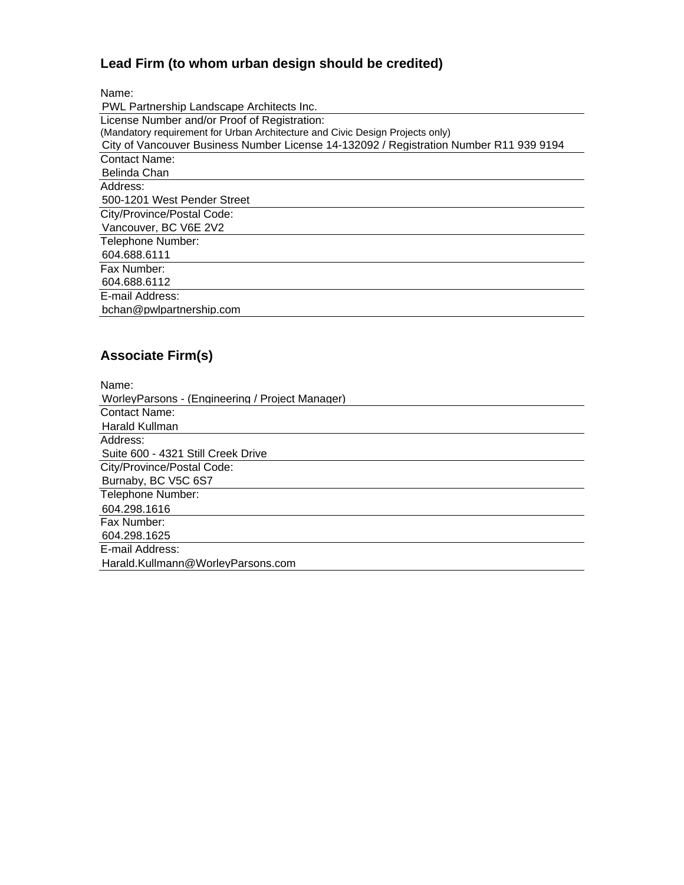## Lead Firm (to whom urban design should be credited)

Name:
PWL Partnership Landscape Architects Inc.

License Number and/or Proof of Registration:
(Mandatory requirement for Urban Architecture and Civic Design Projects only)
City of Vancouver Business Number License 14-132092 / Registration Number R11 939 9194

Contact Name:
Belinda Chan

Address:
500-1201 West Pender Street

City/Province/Postal Code:
Vancouver, BC V6E 2V2

Telephone Number:
604.688.6111

Fax Number:
604.688.6112

E-mail Address:
bchan@pwlpartnership.com

## Associate Firm(s)

Name:
WorleyParsons - (Engineering / Project Manager)

Contact Name:
Harald Kullman

Address:
Suite 600 - 4321 Still Creek Drive

City/Province/Postal Code:
Burnaby, BC V5C 6S7

Telephone Number:
604.298.1616

Fax Number:
604.298.1625

E-mail Address:
Harald.Kullmann@WorleyParsons.com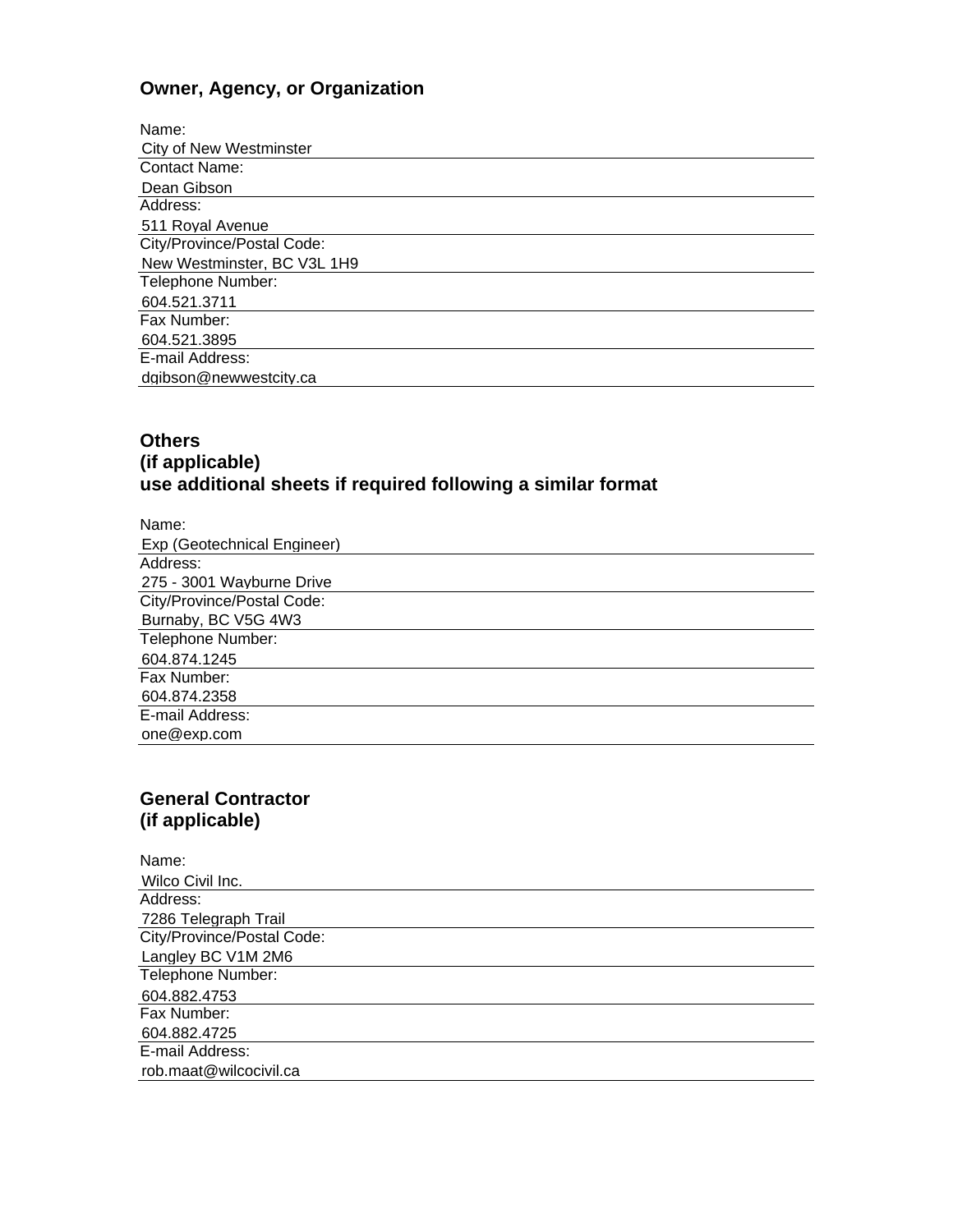## Owner, Agency, or Organization

Name:
City of New Westminster

Contact Name:
Dean Gibson

Address:
511 Royal Avenue

City/Province/Postal Code:
New Westminster, BC V3L 1H9

Telephone Number:
604.521.3711

Fax Number:
604.521.3895

E-mail Address:
dgibson@newwestcity.ca

## Others
## (if applicable)
## use additional sheets if required following a similar format

Name:
Exp (Geotechnical Engineer)

Address:
275 - 3001 Wayburne Drive

City/Province/Postal Code:
Burnaby, BC V5G 4W3

Telephone Number:
604.874.1245

Fax Number:
604.874.2358

E-mail Address:
one@exp.com

## General Contractor
## (if applicable)

Name:
Wilco Civil Inc.

Address:
7286 Telegraph Trail

City/Province/Postal Code:
Langley BC V1M 2M6

Telephone Number:
604.882.4753

Fax Number:
604.882.4725

E-mail Address:
rob.maat@wilcocivil.ca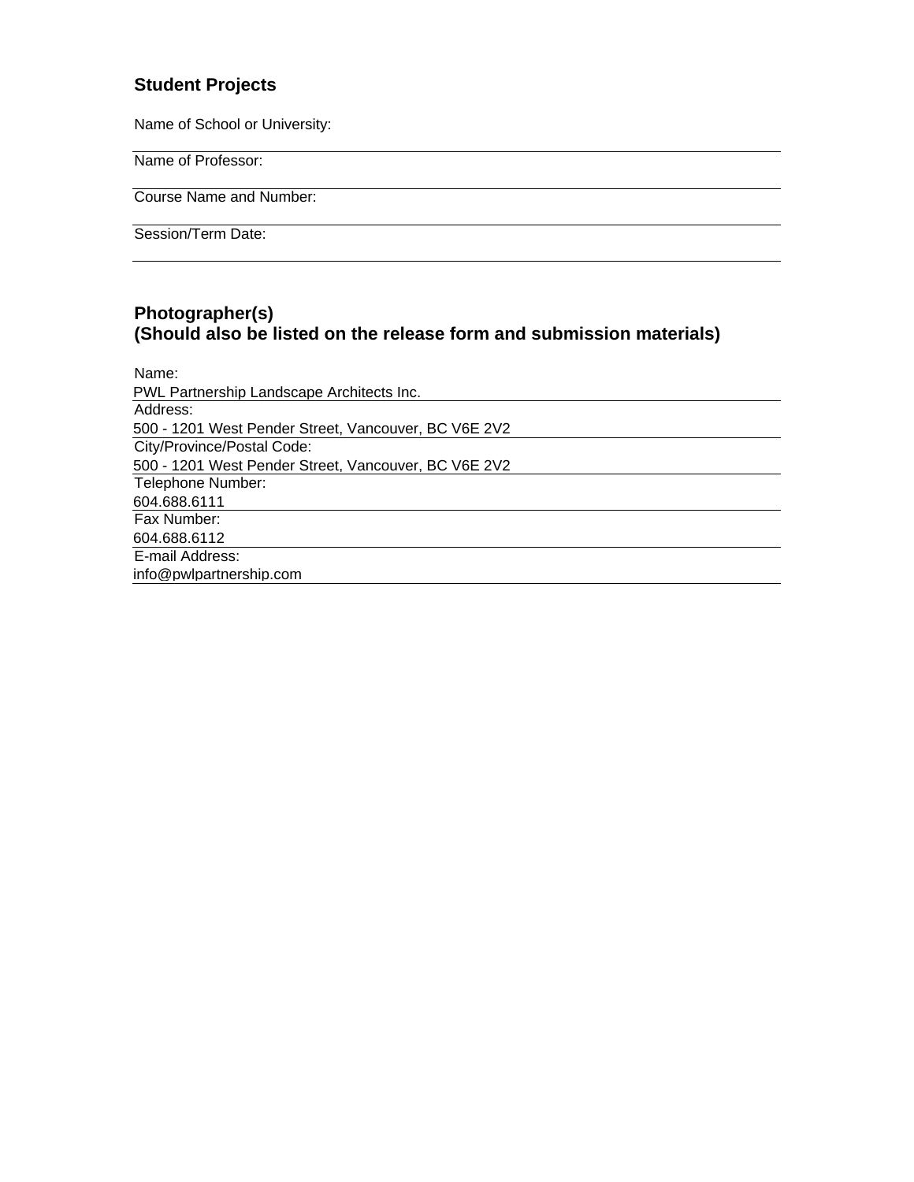## Student Projects

Name of School or University:

Name of Professor:

Course Name and Number:

Session/Term Date:

## Photographer(s)
## (Should also be listed on the release form and submission materials)

Name:
PWL Partnership Landscape Architects Inc.

Address:
500 - 1201 West Pender Street, Vancouver, BC V6E 2V2

City/Province/Postal Code:
500 - 1201 West Pender Street, Vancouver, BC V6E 2V2

Telephone Number:
604.688.6111

Fax Number:
604.688.6112

E-mail Address:
info@pwlpartnership.com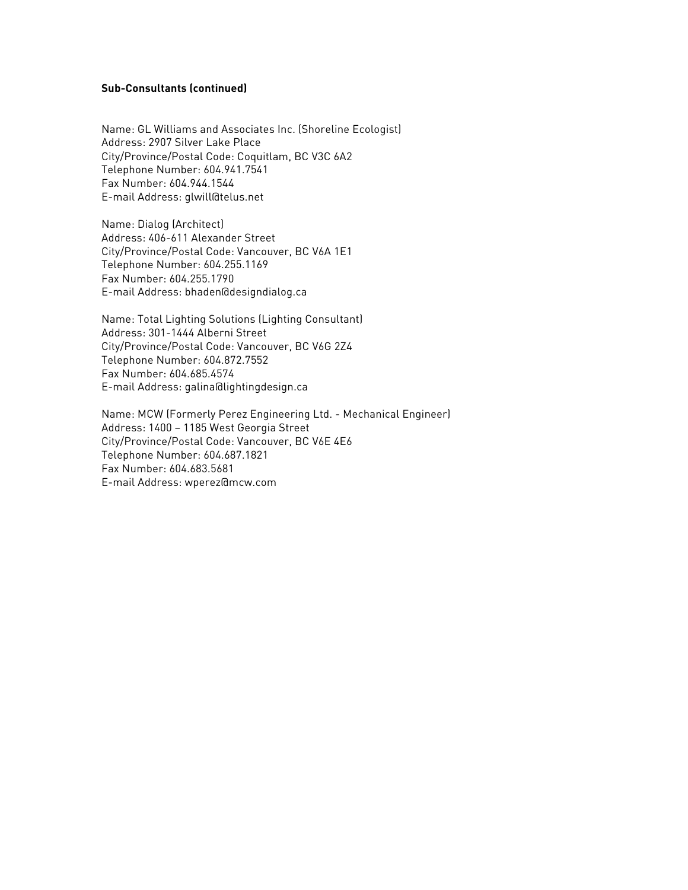**Sub-Consultants (continued)**

Name: GL Williams and Associates Inc. (Shoreline Ecologist)
Address: 2907 Silver Lake Place
City/Province/Postal Code: Coquitlam, BC V3C 6A2
Telephone Number: 604.941.7541
Fax Number: 604.944.1544
E-mail Address: glwill@telus.net

Name: Dialog (Architect)
Address: 406-611 Alexander Street
City/Province/Postal Code: Vancouver, BC V6A 1E1
Telephone Number: 604.255.1169
Fax Number: 604.255.1790
E-mail Address: bhaden@designdialog.ca

Name: Total Lighting Solutions (Lighting Consultant)
Address: 301-1444 Alberni Street
City/Province/Postal Code: Vancouver, BC V6G 2Z4
Telephone Number: 604.872.7552
Fax Number: 604.685.4574
E-mail Address: galina@lightingdesign.ca

Name: MCW (Formerly Perez Engineering Ltd. - Mechanical Engineer)
Address: 1400 – 1185 West Georgia Street
City/Province/Postal Code: Vancouver, BC V6E 4E6
Telephone Number: 604.687.1821
Fax Number: 604.683.5681
E-mail Address: wperez@mcw.com